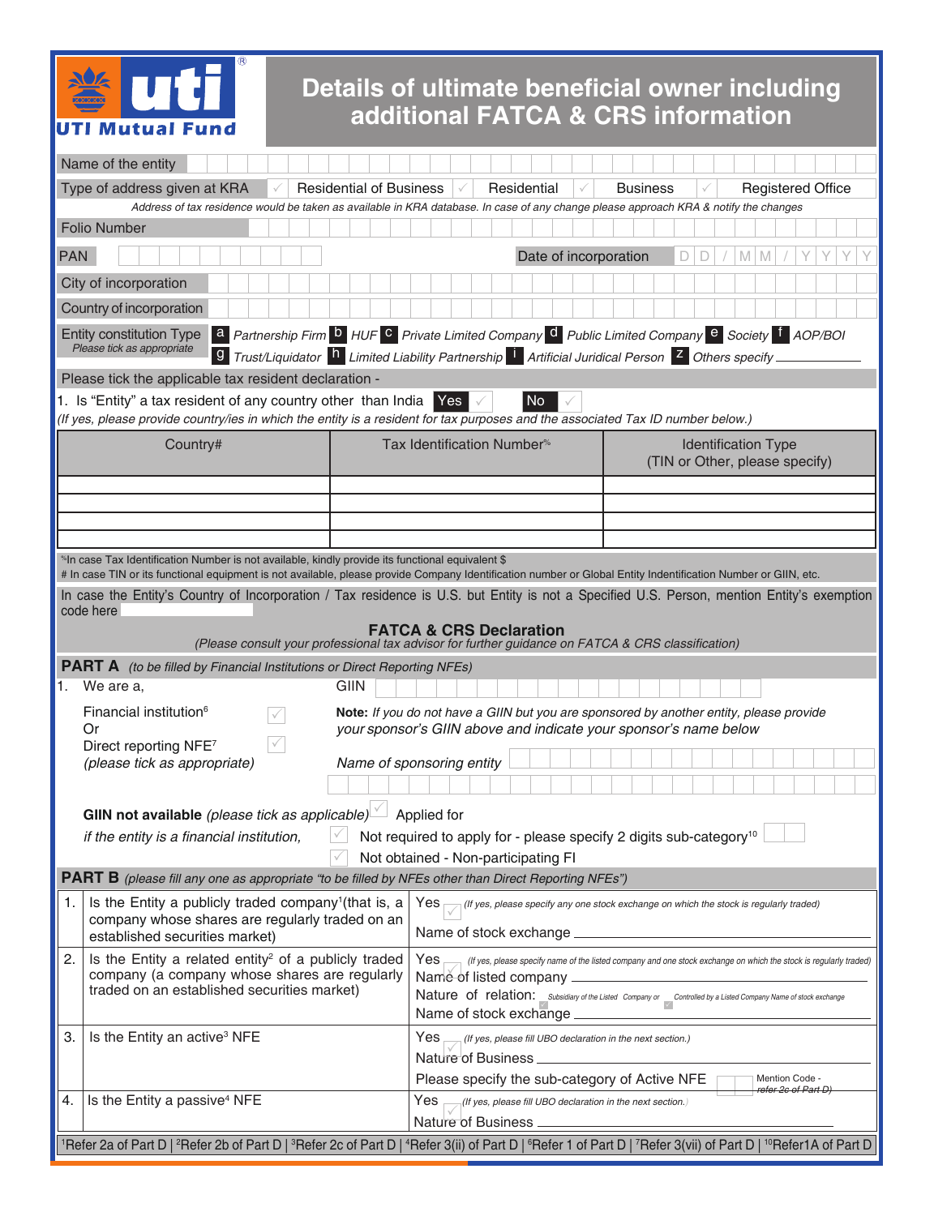# UTI Mutual Fund

## Details of ultimate beneficial owner including additional FATCA & CRS information

Name of the entity

Type of address given at KRA ☐ Residential of Business ☐ Residential ☐ Business ☐ Registered Office

*Address of tax residence would be taken as available in KRA database. In case of any change please approach KRA & notify the changes*

Folio Number

PAN

Date of incorporation D D / M M / Y Y Y Y

City of incorporation

Country of incorporation

Entity constitution Type
*Please tick as appropriate*

a *Partnership Firm* b *HUF* c *Private Limited Company* d *Public Limited Company* e *Society* f *AOP/BOI* g *Trust/Liquidator* h *Limited Liability Partnership* i *Artificial Juridical Person* z *Others specify* ______

Please tick the applicable tax resident declaration -

1. Is "Entity" a tax resident of any country other than India Yes ☐ No ☐

*(If yes, please provide country/ies in which the entity is a resident for tax purposes and the associated Tax ID number below.)*

| Country# | Tax Identification Number% | Identification Type (TIN or Other, please specify) |
|---|---|---|
| | | |
| | | |
| | | |
| | | |

%In case Tax Identification Number is not available, kindly provide its functional equivalent $

# In case TIN or its functional equipment is not available, please provide Company Identification number or Global Entity Indentification Number or GIIN, etc.

In case the Entity's Country of Incorporation / Tax residence is U.S. but Entity is not a Specified U.S. Person, mention Entity's exemption code here

### FATCA & CRS Declaration

*(Please consult your professional tax advisor for further guidance on FATCA & CRS classification)*

**PART A** *(to be filled by Financial Institutions or Direct Reporting NFEs)*

1. We are a,

Financial institution[6] ☐
Or
Direct reporting NFE[7] ☐
*(please tick as appropriate)*

GIIN

**Note:** *If you do not have a GIIN but you are sponsored by another entity, please provide your sponsor's GIIN above and indicate your sponsor's name below*

*Name of sponsoring entity*

**GIIN not available** *(please tick as applicable)* ☐ Applied for

*if the entity is a financial institution,* ☐ Not required to apply for - please specify 2 digits sub-category[10]

☐ Not obtained - Non-participating FI

**PART B** *(please fill any one as appropriate "to be filled by NFEs other than Direct Reporting NFEs")*

| | | |
|---|---|---|
| 1. | Is the Entity a publicly traded company[1] (that is, a company whose shares are regularly traded on an established securities market) | Yes ☐ *(If yes, please specify any one stock exchange on which the stock is regularly traded)* <br> Name of stock exchange ______ |
| 2. | Is the Entity a related entity[2] of a publicly traded company (a company whose shares are regularly traded on an established securities market) | Yes ☐ *(If yes, please specify name of the listed company and one stock exchange on which the stock is regularly traded)* <br> Name of listed company ______ <br> Nature of relation: ☐ Subsidiary of the Listed Company or ☐ Controlled by a Listed Company Name of stock exchange <br> Name of stock exchange ______ |
| 3. | Is the Entity an active[3] NFE | Yes ☐ *(If yes, please fill UBO declaration in the next section.)* <br> Nature of Business ______ <br> Please specify the sub-category of Active NFE ☐ Mention Code - refer 2c of Part D) |
| 4. | Is the Entity a passive[4] NFE | Yes ☐ *(If yes, please fill UBO declaration in the next section.)* <br> Nature of Business ______ |

[1]Refer 2a of Part D | [2]Refer 2b of Part D | [3]Refer 2c of Part D | [4]Refer 3(ii) of Part D | [6]Refer 1 of Part D | [7]Refer 3(vii) of Part D | [10]Refer1A of Part D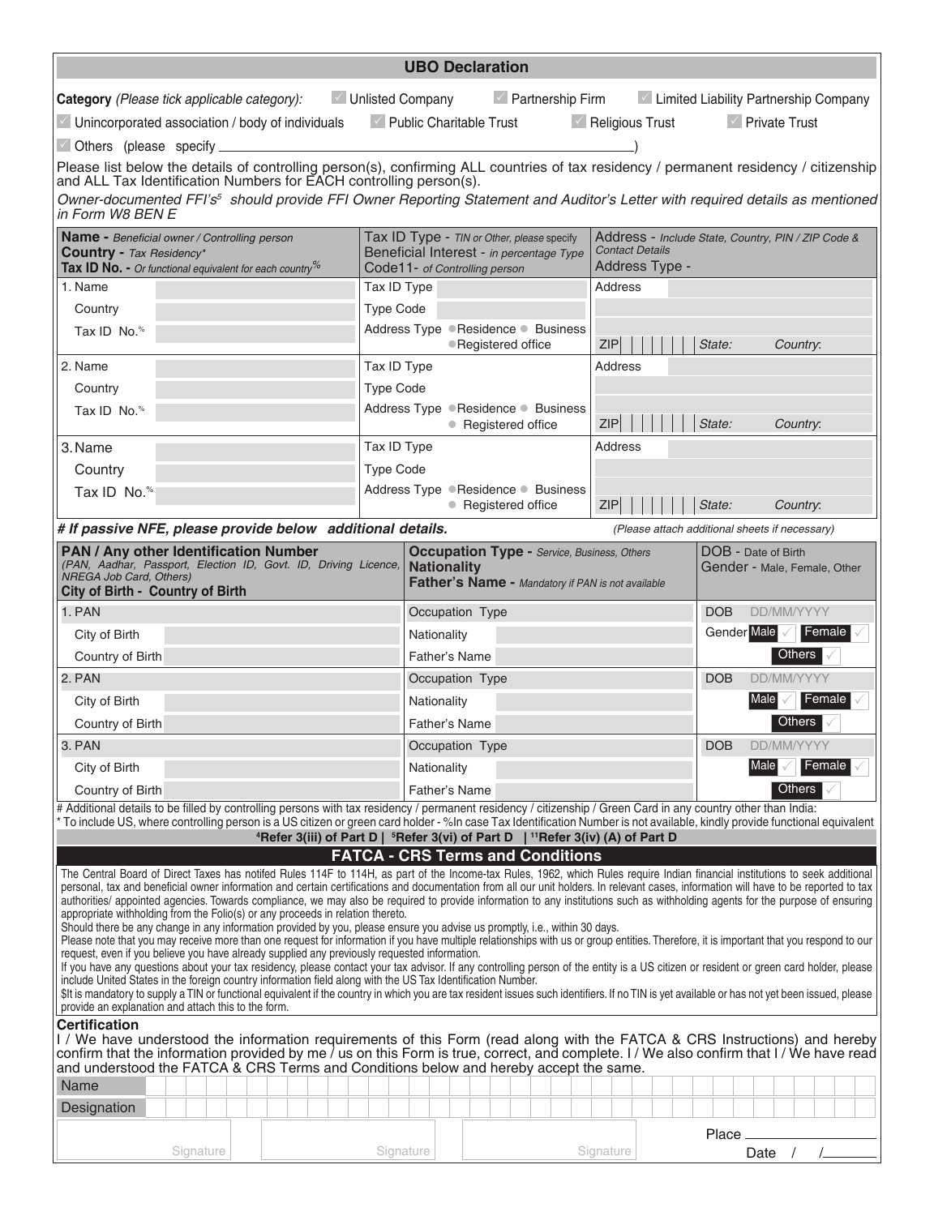## UBO Declaration

**Category** *(Please tick applicable category):* ☐ Unlisted Company ☐ Partnership Firm ☐ Limited Liability Partnership Company ☐ Unincorporated association / body of individuals ☐ Public Charitable Trust ☐ Religious Trust ☐ Private Trust ☐ Others (please specify ______________________________________________)

Please list below the details of controlling person(s), confirming ALL countries of tax residency / permanent residency / citizenship and ALL Tax Identification Numbers for EACH controlling person(s).

*Owner-documented FFI's[5] should provide FFI Owner Reporting Statement and Auditor's Letter with required details as mentioned in Form W8 BEN E*

| **Name** - *Beneficial owner / Controlling person* **Country** - *Tax Residency** **Tax ID No.** - *Or functional equivalent for each country%* | Tax ID Type - *TIN or Other, please specify* **Beneficial Interest** - *in percentage* *Type* Code11- *of Controlling person* | Address - *Include State, Country, PIN / ZIP Code & Contact Details* Address Type - |
|---|---|---|
| 1. Name<br>Country<br>Tax ID No.% | Tax ID Type<br>Type Code<br>Address Type ● Residence ● Business ● Registered office | Address<br><br>ZIP State: Country: |
| 2. Name<br>Country<br>Tax ID No.% | Tax ID Type<br>Type Code<br>Address Type ● Residence ● Business ● Registered office | Address<br><br>ZIP State: Country: |
| 3. Name<br>Country<br>Tax ID No.% | Tax ID Type<br>Type Code<br>Address Type ● Residence ● Business ● Registered office | Address<br><br>ZIP State: Country: |

***# If passive NFE, please provide below additional details.*** *(Please attach additional sheets if necessary)*

| **PAN / Any other Identification Number** *(PAN, Aadhar, Passport, Election ID, Govt. ID, Driving Licence, NREGA Job Card, Others)* **City of Birth - Country of Birth** | **Occupation Type** - *Service, Business, Others* **Nationality** **Father's Name** - *Mandatory if PAN is not available* | DOB - Date of Birth Gender - Male, Female, Other |
|---|---|---|
| 1. PAN<br>City of Birth<br>Country of Birth | Occupation Type<br>Nationality<br>Father's Name | DOB DD/MM/YYYY<br>Gender Male ☐ Female ☐<br>Others ☐ |
| 2. PAN<br>City of Birth<br>Country of Birth | Occupation Type<br>Nationality<br>Father's Name | DOB DD/MM/YYYY<br>Male ☐ Female ☐<br>Others ☐ |
| 3. PAN<br>City of Birth<br>Country of Birth | Occupation Type<br>Nationality<br>Father's Name | DOB DD/MM/YYYY<br>Male ☐ Female ☐<br>Others ☐ |

# Additional details to be filled by controlling persons with tax residency / permanent residency / citizenship / Green Card in any country other than India:

* To include US, where controlling person is a US citizen or green card holder - %In case Tax Identification Number is not available, kindly provide functional equivalent

**[4]Refer 3(iii) of Part D | [5]Refer 3(vi) of Part D | [11]Refer 3(iv) (A) of Part D**

## FATCA - CRS Terms and Conditions

The Central Board of Direct Taxes has notifed Rules 114F to 114H, as part of the Income-tax Rules, 1962, which Rules require Indian financial institutions to seek additional personal, tax and beneficial owner information and certain certifications and documentation from all our unit holders. In relevant cases, information will have to be reported to tax authorities/ appointed agencies. Towards compliance, we may also be required to provide information to any institutions such as withholding agents for the purpose of ensuring appropriate withholding from the Folio(s) or any proceeds in relation thereto.

Should there be any change in any information provided by you, please ensure you advise us promptly, i.e., within 30 days.

Please note that you may receive more than one request for information if you have multiple relationships with us or group entities. Therefore, it is important that you respond to our request, even if you believe you have already supplied any previously requested information.

If you have any questions about your tax residency, please contact your tax advisor. If any controlling person of the entity is a US citizen or resident or green card holder, please include United States in the foreign country information field along with the US Tax Identification Number.

$It is mandatory to supply a TIN or functional equivalent if the country in which you are tax resident issues such identifiers. If no TIN is yet available or has not yet been issued, please provide an explanation and attach this to the form.

### Certification

I / We have understood the information requirements of this Form (read along with the FATCA & CRS Instructions) and hereby confirm that the information provided by me / us on this Form is true, correct, and complete. I / We also confirm that I / We have read and understood the FATCA & CRS Terms and Conditions below and hereby accept the same.

Name

Designation

Signature Signature Signature

Place ____________

Date / /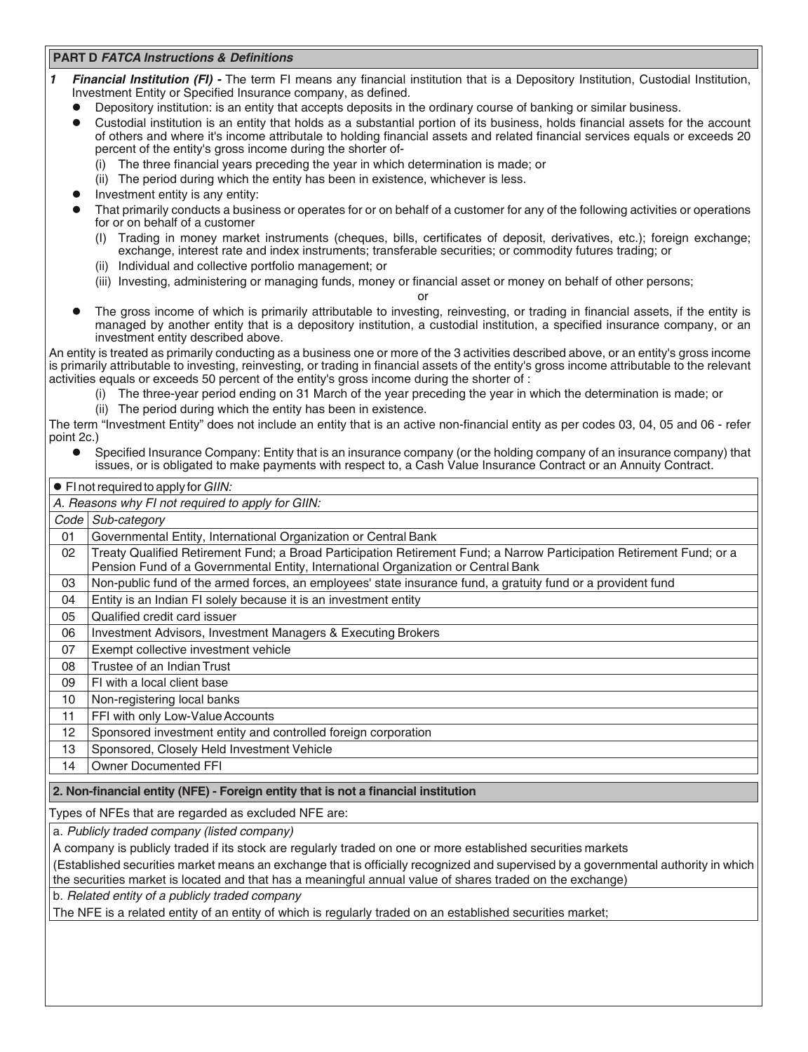## PART D *FATCA Instructions & Definitions*

**1 *Financial Institution (FI) -*** The term FI means any financial institution that is a Depository Institution, Custodial Institution, Investment Entity or Specified Insurance company, as defined.

- Depository institution: is an entity that accepts deposits in the ordinary course of banking or similar business.
- Custodial institution is an entity that holds as a substantial portion of its business, holds financial assets for the account of others and where it's income attributale to holding financial assets and related financial services equals or exceeds 20 percent of the entity's gross income during the shorter of-
  - (i) The three financial years preceding the year in which determination is made; or
  - (ii) The period during which the entity has been in existence, whichever is less.
- Investment entity is any entity:
- That primarily conducts a business or operates for or on behalf of a customer for any of the following activities or operations for or on behalf of a customer
  - (I) Trading in money market instruments (cheques, bills, certificates of deposit, derivatives, etc.); foreign exchange; exchange, interest rate and index instruments; transferable securities; or commodity futures trading; or
  - (ii) Individual and collective portfolio management; or
  - (iii) Investing, administering or managing funds, money or financial asset or money on behalf of other persons;

  or
- The gross income of which is primarily attributable to investing, reinvesting, or trading in financial assets, if the entity is managed by another entity that is a depository institution, a custodial institution, a specified insurance company, or an investment entity described above.

An entity is treated as primarily conducting as a business one or more of the 3 activities described above, or an entity's gross income is primarily attributable to investing, reinvesting, or trading in financial assets of the entity's gross income attributable to the relevant activities equals or exceeds 50 percent of the entity's gross income during the shorter of :

- (i) The three-year period ending on 31 March of the year preceding the year in which the determination is made; or
- (ii) The period during which the entity has been in existence.

The term "Investment Entity" does not include an entity that is an active non-financial entity as per codes 03, 04, 05 and 06 - refer point 2c.)

- Specified Insurance Company: Entity that is an insurance company (or the holding company of an insurance company) that issues, or is obligated to make payments with respect to, a Cash Value Insurance Contract or an Annuity Contract.

- FI not required to apply for *GIIN:*

*A. Reasons why FI not required to apply for GIIN:*

| *Code* | *Sub-category* |
|---|---|
| 01 | Governmental Entity, International Organization or Central Bank |
| 02 | Treaty Qualified Retirement Fund; a Broad Participation Retirement Fund; a Narrow Participation Retirement Fund; or a Pension Fund of a Governmental Entity, International Organization or Central Bank |
| 03 | Non-public fund of the armed forces, an employees' state insurance fund, a gratuity fund or a provident fund |
| 04 | Entity is an Indian FI solely because it is an investment entity |
| 05 | Qualified credit card issuer |
| 06 | Investment Advisors, Investment Managers & Executing Brokers |
| 07 | Exempt collective investment vehicle |
| 08 | Trustee of an Indian Trust |
| 09 | FI with a local client base |
| 10 | Non-registering local banks |
| 11 | FFI with only Low-Value Accounts |
| 12 | Sponsored investment entity and controlled foreign corporation |
| 13 | Sponsored, Closely Held Investment Vehicle |
| 14 | Owner Documented FFI |

**2. Non-financial entity (NFE) - Foreign entity that is not a financial institution**

Types of NFEs that are regarded as excluded NFE are:

a. *Publicly traded company (listed company)*

A company is publicly traded if its stock are regularly traded on one or more established securities markets

(Established securities market means an exchange that is officially recognized and supervised by a governmental authority in which the securities market is located and that has a meaningful annual value of shares traded on the exchange)

b. *Related entity of a publicly traded company*

The NFE is a related entity of an entity of which is regularly traded on an established securities market;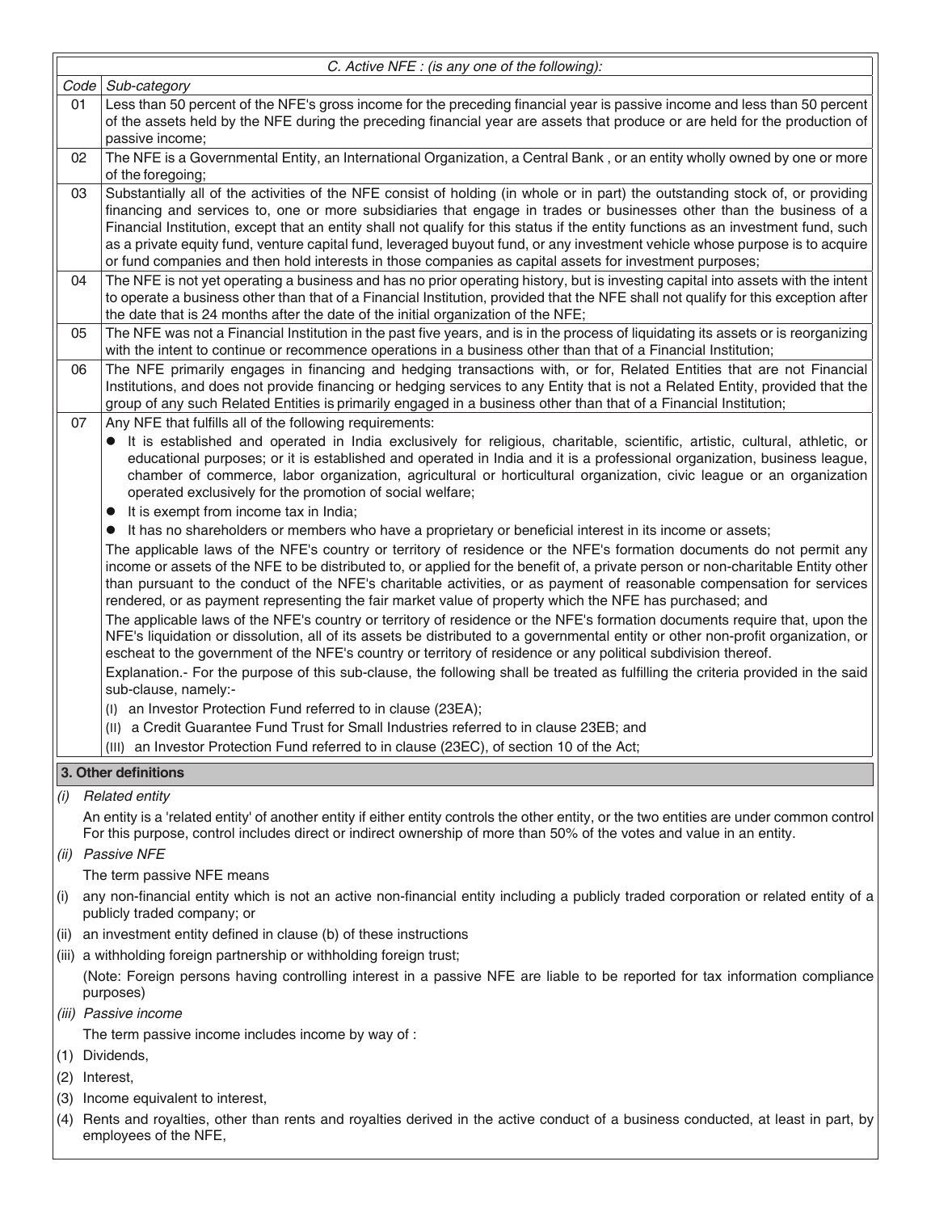| *C. Active NFE : (is any one of the following):* | |
|---|---|
| *Code* | *Sub-category* |
| 01 | Less than 50 percent of the NFE's gross income for the preceding financial year is passive income and less than 50 percent of the assets held by the NFE during the preceding financial year are assets that produce or are held for the production of passive income; |
| 02 | The NFE is a Governmental Entity, an International Organization, a Central Bank , or an entity wholly owned by one or more of the foregoing; |
| 03 | Substantially all of the activities of the NFE consist of holding (in whole or in part) the outstanding stock of, or providing financing and services to, one or more subsidiaries that engage in trades or businesses other than the business of a Financial Institution, except that an entity shall not qualify for this status if the entity functions as an investment fund, such as a private equity fund, venture capital fund, leveraged buyout fund, or any investment vehicle whose purpose is to acquire or fund companies and then hold interests in those companies as capital assets for investment purposes; |
| 04 | The NFE is not yet operating a business and has no prior operating history, but is investing capital into assets with the intent to operate a business other than that of a Financial Institution, provided that the NFE shall not qualify for this exception after the date that is 24 months after the date of the initial organization of the NFE; |
| 05 | The NFE was not a Financial Institution in the past five years, and is in the process of liquidating its assets or is reorganizing with the intent to continue or recommence operations in a business other than that of a Financial Institution; |
| 06 | The NFE primarily engages in financing and hedging transactions with, or for, Related Entities that are not Financial Institutions, and does not provide financing or hedging services to any Entity that is not a Related Entity, provided that the group of any such Related Entities is primarily engaged in a business other than that of a Financial Institution; |
| 07 | Any NFE that fulfills all of the following requirements:<br>● It is established and operated in India exclusively for religious, charitable, scientific, artistic, cultural, athletic, or educational purposes; or it is established and operated in India and it is a professional organization, business league, chamber of commerce, labor organization, agricultural or horticultural organization, civic league or an organization operated exclusively for the promotion of social welfare;<br>● It is exempt from income tax in India;<br>● It has no shareholders or members who have a proprietary or beneficial interest in its income or assets;<br>The applicable laws of the NFE's country or territory of residence or the NFE's formation documents do not permit any income or assets of the NFE to be distributed to, or applied for the benefit of, a private person or non-charitable Entity other than pursuant to the conduct of the NFE's charitable activities, or as payment of reasonable compensation for services rendered, or as payment representing the fair market value of property which the NFE has purchased; and<br>The applicable laws of the NFE's country or territory of residence or the NFE's formation documents require that, upon the NFE's liquidation or dissolution, all of its assets be distributed to a governmental entity or other non-profit organization, or escheat to the government of the NFE's country or territory of residence or any political subdivision thereof.<br>Explanation.- For the purpose of this sub-clause, the following shall be treated as fulfilling the criteria provided in the said sub-clause, namely:-<br>(I) an Investor Protection Fund referred to in clause (23EA);<br>(II) a Credit Guarantee Fund Trust for Small Industries referred to in clause 23EB; and<br>(III) an Investor Protection Fund referred to in clause (23EC), of section 10 of the Act; |

**3. Other definitions**

*(i) Related entity*

An entity is a 'related entity' of another entity if either entity controls the other entity, or the two entities are under common control For this purpose, control includes direct or indirect ownership of more than 50% of the votes and value in an entity.

*(ii) Passive NFE*

The term passive NFE means

(i) any non-financial entity which is not an active non-financial entity including a publicly traded corporation or related entity of a publicly traded company; or

(ii) an investment entity defined in clause (b) of these instructions

(iii) a withholding foreign partnership or withholding foreign trust;

(Note: Foreign persons having controlling interest in a passive NFE are liable to be reported for tax information compliance purposes)

*(iii) Passive income*

The term passive income includes income by way of :

(1) Dividends,

(2) Interest,

(3) Income equivalent to interest,

(4) Rents and royalties, other than rents and royalties derived in the active conduct of a business conducted, at least in part, by employees of the NFE,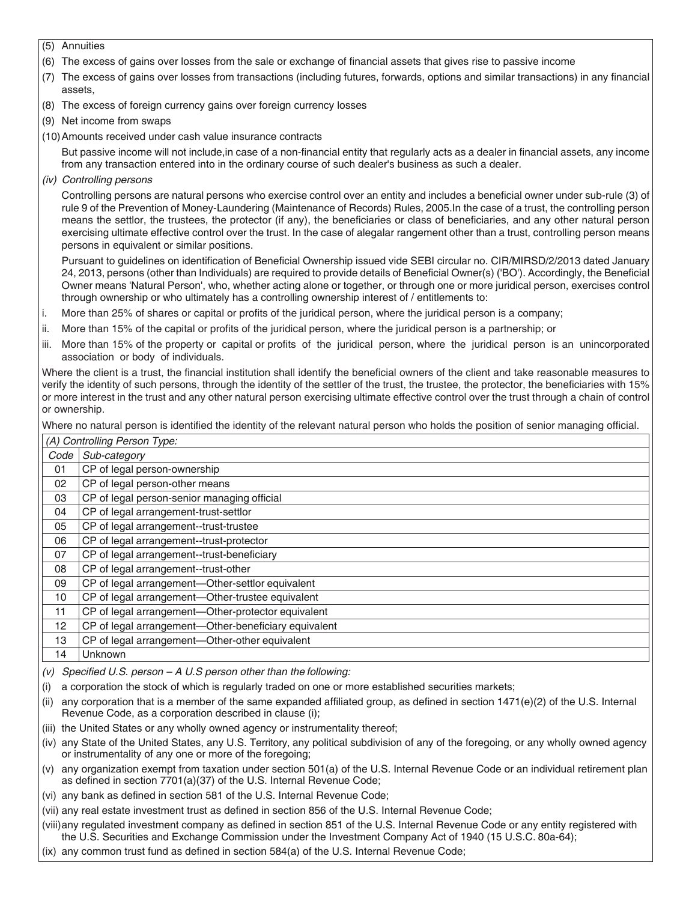(5) Annuities

(6) The excess of gains over losses from the sale or exchange of financial assets that gives rise to passive income

(7) The excess of gains over losses from transactions (including futures, forwards, options and similar transactions) in any financial assets,

(8) The excess of foreign currency gains over foreign currency losses

(9) Net income from swaps

(10) Amounts received under cash value insurance contracts

But passive income will not include,in case of a non-financial entity that regularly acts as a dealer in financial assets, any income from any transaction entered into in the ordinary course of such dealer's business as such a dealer.

*(iv) Controlling persons*

Controlling persons are natural persons who exercise control over an entity and includes a beneficial owner under sub-rule (3) of rule 9 of the Prevention of Money-Laundering (Maintenance of Records) Rules, 2005.In the case of a trust, the controlling person means the settlor, the trustees, the protector (if any), the beneficiaries or class of beneficiaries, and any other natural person exercising ultimate effective control over the trust. In the case of alegalar rangement other than a trust, controlling person means persons in equivalent or similar positions.

Pursuant to guidelines on identification of Beneficial Ownership issued vide SEBI circular no. CIR/MIRSD/2/2013 dated January 24, 2013, persons (other than Individuals) are required to provide details of Beneficial Owner(s) ('BO'). Accordingly, the Beneficial Owner means 'Natural Person', who, whether acting alone or together, or through one or more juridical person, exercises control through ownership or who ultimately has a controlling ownership interest of / entitlements to:

i. More than 25% of shares or capital or profits of the juridical person, where the juridical person is a company;

ii. More than 15% of the capital or profits of the juridical person, where the juridical person is a partnership; or

iii. More than 15% of the property or capital or profits of the juridical person, where the juridical person is an unincorporated association or body of individuals.

Where the client is a trust, the financial institution shall identify the beneficial owners of the client and take reasonable measures to verify the identity of such persons, through the identity of the settler of the trust, the trustee, the protector, the beneficiaries with 15% or more interest in the trust and any other natural person exercising ultimate effective control over the trust through a chain of control or ownership.

Where no natural person is identified the identity of the relevant natural person who holds the position of senior managing official.

| *(A) Controlling Person Type:* | |
|---|---|
| *Code* | *Sub-category* |
| 01 | CP of legal person-ownership |
| 02 | CP of legal person-other means |
| 03 | CP of legal person-senior managing official |
| 04 | CP of legal arrangement-trust-settlor |
| 05 | CP of legal arrangement--trust-trustee |
| 06 | CP of legal arrangement--trust-protector |
| 07 | CP of legal arrangement--trust-beneficiary |
| 08 | CP of legal arrangement--trust-other |
| 09 | CP of legal arrangement—Other-settlor equivalent |
| 10 | CP of legal arrangement—Other-trustee equivalent |
| 11 | CP of legal arrangement—Other-protector equivalent |
| 12 | CP of legal arrangement—Other-beneficiary equivalent |
| 13 | CP of legal arrangement—Other-other equivalent |
| 14 | Unknown |

*(v) Specified U.S. person – A U.S person other than the following:*

(i) a corporation the stock of which is regularly traded on one or more established securities markets;

(ii) any corporation that is a member of the same expanded affiliated group, as defined in section 1471(e)(2) of the U.S. Internal Revenue Code, as a corporation described in clause (i);

(iii) the United States or any wholly owned agency or instrumentality thereof;

(iv) any State of the United States, any U.S. Territory, any political subdivision of any of the foregoing, or any wholly owned agency or instrumentality of any one or more of the foregoing;

(v) any organization exempt from taxation under section 501(a) of the U.S. Internal Revenue Code or an individual retirement plan as defined in section 7701(a)(37) of the U.S. Internal Revenue Code;

(vi) any bank as defined in section 581 of the U.S. Internal Revenue Code;

(vii) any real estate investment trust as defined in section 856 of the U.S. Internal Revenue Code;

(viii) any regulated investment company as defined in section 851 of the U.S. Internal Revenue Code or any entity registered with the U.S. Securities and Exchange Commission under the Investment Company Act of 1940 (15 U.S.C. 80a-64);

(ix) any common trust fund as defined in section 584(a) of the U.S. Internal Revenue Code;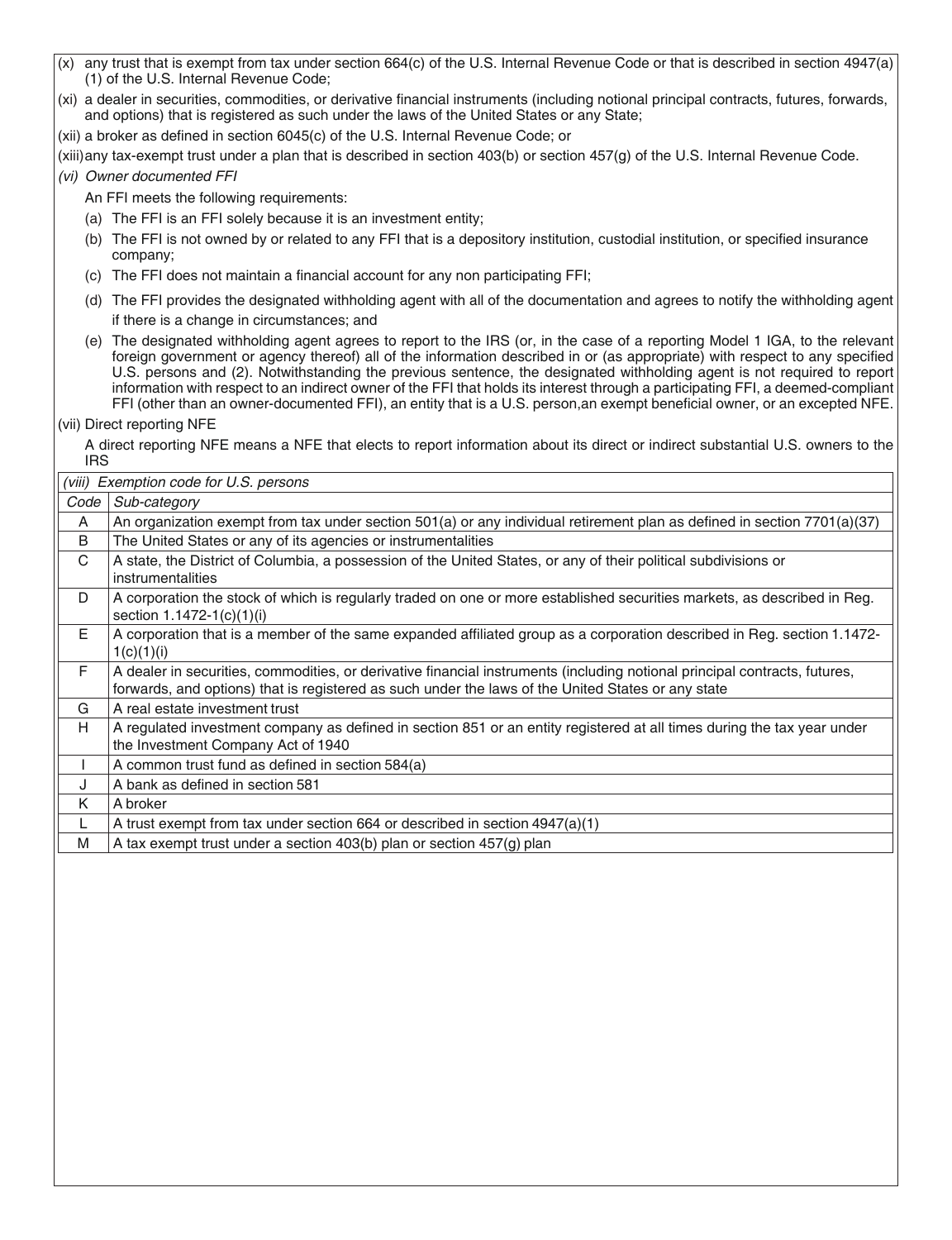(x) any trust that is exempt from tax under section 664(c) of the U.S. Internal Revenue Code or that is described in section 4947(a)(1) of the U.S. Internal Revenue Code;

(xi) a dealer in securities, commodities, or derivative financial instruments (including notional principal contracts, futures, forwards, and options) that is registered as such under the laws of the United States or any State;

(xii) a broker as defined in section 6045(c) of the U.S. Internal Revenue Code; or

(xiii) any tax-exempt trust under a plan that is described in section 403(b) or section 457(g) of the U.S. Internal Revenue Code.

*(vi) Owner documented FFI*

An FFI meets the following requirements:

(a) The FFI is an FFI solely because it is an investment entity;

(b) The FFI is not owned by or related to any FFI that is a depository institution, custodial institution, or specified insurance company;

(c) The FFI does not maintain a financial account for any non participating FFI;

(d) The FFI provides the designated withholding agent with all of the documentation and agrees to notify the withholding agent if there is a change in circumstances; and

(e) The designated withholding agent agrees to report to the IRS (or, in the case of a reporting Model 1 IGA, to the relevant foreign government or agency thereof) all of the information described in or (as appropriate) with respect to any specified U.S. persons and (2). Notwithstanding the previous sentence, the designated withholding agent is not required to report information with respect to an indirect owner of the FFI that holds its interest through a participating FFI, a deemed-compliant FFI (other than an owner-documented FFI), an entity that is a U.S. person,an exempt beneficial owner, or an excepted NFE.

(vii) Direct reporting NFE

A direct reporting NFE means a NFE that elects to report information about its direct or indirect substantial U.S. owners to the IRS

| *(viii) Exemption code for U.S. persons* | |
|---|---|
| *Code* | *Sub-category* |
| A | An organization exempt from tax under section 501(a) or any individual retirement plan as defined in section 7701(a)(37) |
| B | The United States or any of its agencies or instrumentalities |
| C | A state, the District of Columbia, a possession of the United States, or any of their political subdivisions or instrumentalities |
| D | A corporation the stock of which is regularly traded on one or more established securities markets, as described in Reg. section 1.1472-1(c)(1)(i) |
| E | A corporation that is a member of the same expanded affiliated group as a corporation described in Reg. section 1.1472-1(c)(1)(i) |
| F | A dealer in securities, commodities, or derivative financial instruments (including notional principal contracts, futures, forwards, and options) that is registered as such under the laws of the United States or any state |
| G | A real estate investment trust |
| H | A regulated investment company as defined in section 851 or an entity registered at all times during the tax year under the Investment Company Act of 1940 |
| I | A common trust fund as defined in section 584(a) |
| J | A bank as defined in section 581 |
| K | A broker |
| L | A trust exempt from tax under section 664 or described in section 4947(a)(1) |
| M | A tax exempt trust under a section 403(b) plan or section 457(g) plan |